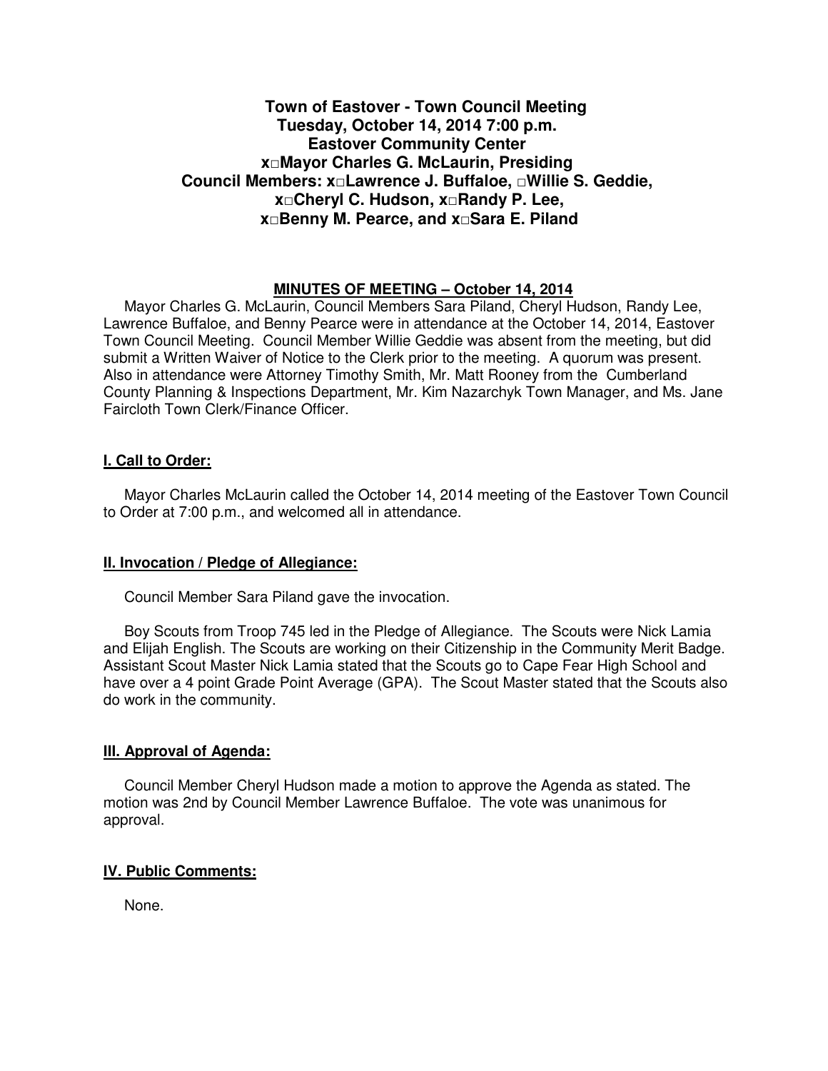**Town of Eastover - Town Council Meeting**
**Tuesday, October 14, 2014 7:00 p.m.**
**Eastover Community Center**
**x□Mayor Charles G. McLaurin, Presiding**
**Council Members: x□Lawrence J. Buffaloe, □Willie S. Geddie,**
**x□Cheryl C. Hudson, x□Randy P. Lee,**
**x□Benny M. Pearce, and x□Sara E. Piland**

**MINUTES OF MEETING – October 14, 2014**

Mayor Charles G. McLaurin, Council Members Sara Piland, Cheryl Hudson, Randy Lee, Lawrence Buffaloe, and Benny Pearce were in attendance at the October 14, 2014, Eastover Town Council Meeting. Council Member Willie Geddie was absent from the meeting, but did submit a Written Waiver of Notice to the Clerk prior to the meeting. A quorum was present. Also in attendance were Attorney Timothy Smith, Mr. Matt Rooney from the Cumberland County Planning & Inspections Department, Mr. Kim Nazarchyk Town Manager, and Ms. Jane Faircloth Town Clerk/Finance Officer.

## I. Call to Order:

Mayor Charles McLaurin called the October 14, 2014 meeting of the Eastover Town Council to Order at 7:00 p.m., and welcomed all in attendance.

## II. Invocation / Pledge of Allegiance:

Council Member Sara Piland gave the invocation.

Boy Scouts from Troop 745 led in the Pledge of Allegiance. The Scouts were Nick Lamia and Elijah English. The Scouts are working on their Citizenship in the Community Merit Badge. Assistant Scout Master Nick Lamia stated that the Scouts go to Cape Fear High School and have over a 4 point Grade Point Average (GPA). The Scout Master stated that the Scouts also do work in the community.

## III. Approval of Agenda:

Council Member Cheryl Hudson made a motion to approve the Agenda as stated. The motion was 2nd by Council Member Lawrence Buffaloe. The vote was unanimous for approval.

## IV. Public Comments:

None.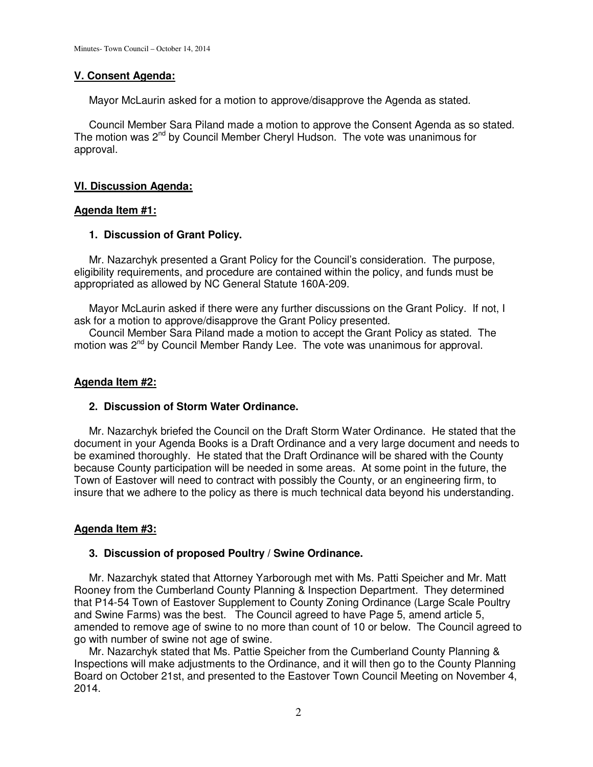## V. Consent Agenda:

Mayor McLaurin asked for a motion to approve/disapprove the Agenda as stated.

Council Member Sara Piland made a motion to approve the Consent Agenda as so stated. The motion was 2nd by Council Member Cheryl Hudson. The vote was unanimous for approval.

## VI. Discussion Agenda:

### Agenda Item #1:

**1. Discussion of Grant Policy.**

Mr. Nazarchyk presented a Grant Policy for the Council's consideration. The purpose, eligibility requirements, and procedure are contained within the policy, and funds must be appropriated as allowed by NC General Statute 160A-209.

Mayor McLaurin asked if there were any further discussions on the Grant Policy. If not, I ask for a motion to approve/disapprove the Grant Policy presented.

Council Member Sara Piland made a motion to accept the Grant Policy as stated. The motion was 2nd by Council Member Randy Lee. The vote was unanimous for approval.

### Agenda Item #2:

**2. Discussion of Storm Water Ordinance.**

Mr. Nazarchyk briefed the Council on the Draft Storm Water Ordinance. He stated that the document in your Agenda Books is a Draft Ordinance and a very large document and needs to be examined thoroughly. He stated that the Draft Ordinance will be shared with the County because County participation will be needed in some areas. At some point in the future, the Town of Eastover will need to contract with possibly the County, or an engineering firm, to insure that we adhere to the policy as there is much technical data beyond his understanding.

### Agenda Item #3:

**3. Discussion of proposed Poultry / Swine Ordinance.**

Mr. Nazarchyk stated that Attorney Yarborough met with Ms. Patti Speicher and Mr. Matt Rooney from the Cumberland County Planning & Inspection Department. They determined that P14-54 Town of Eastover Supplement to County Zoning Ordinance (Large Scale Poultry and Swine Farms) was the best. The Council agreed to have Page 5, amend article 5, amended to remove age of swine to no more than count of 10 or below. The Council agreed to go with number of swine not age of swine.

Mr. Nazarchyk stated that Ms. Pattie Speicher from the Cumberland County Planning & Inspections will make adjustments to the Ordinance, and it will then go to the County Planning Board on October 21st, and presented to the Eastover Town Council Meeting on November 4, 2014.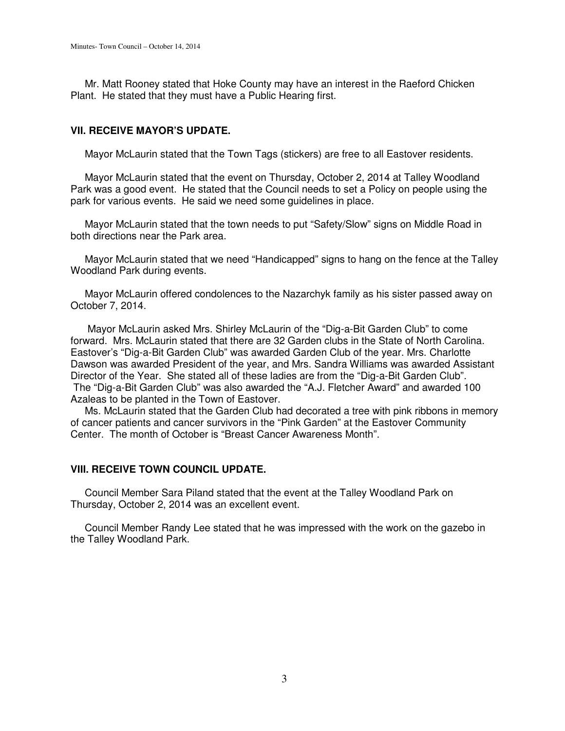Mr. Matt Rooney stated that Hoke County may have an interest in the Raeford Chicken Plant. He stated that they must have a Public Hearing first.

## VII. RECEIVE MAYOR'S UPDATE.

Mayor McLaurin stated that the Town Tags (stickers) are free to all Eastover residents.

Mayor McLaurin stated that the event on Thursday, October 2, 2014 at Talley Woodland Park was a good event. He stated that the Council needs to set a Policy on people using the park for various events. He said we need some guidelines in place.

Mayor McLaurin stated that the town needs to put "Safety/Slow" signs on Middle Road in both directions near the Park area.

Mayor McLaurin stated that we need "Handicapped" signs to hang on the fence at the Talley Woodland Park during events.

Mayor McLaurin offered condolences to the Nazarchyk family as his sister passed away on October 7, 2014.

Mayor McLaurin asked Mrs. Shirley McLaurin of the "Dig-a-Bit Garden Club" to come forward. Mrs. McLaurin stated that there are 32 Garden clubs in the State of North Carolina. Eastover's "Dig-a-Bit Garden Club" was awarded Garden Club of the year. Mrs. Charlotte Dawson was awarded President of the year, and Mrs. Sandra Williams was awarded Assistant Director of the Year. She stated all of these ladies are from the "Dig-a-Bit Garden Club". The "Dig-a-Bit Garden Club" was also awarded the "A.J. Fletcher Award" and awarded 100 Azaleas to be planted in the Town of Eastover.

Ms. McLaurin stated that the Garden Club had decorated a tree with pink ribbons in memory of cancer patients and cancer survivors in the "Pink Garden" at the Eastover Community Center. The month of October is "Breast Cancer Awareness Month".

## VIII. RECEIVE TOWN COUNCIL UPDATE.

Council Member Sara Piland stated that the event at the Talley Woodland Park on Thursday, October 2, 2014 was an excellent event.

Council Member Randy Lee stated that he was impressed with the work on the gazebo in the Talley Woodland Park.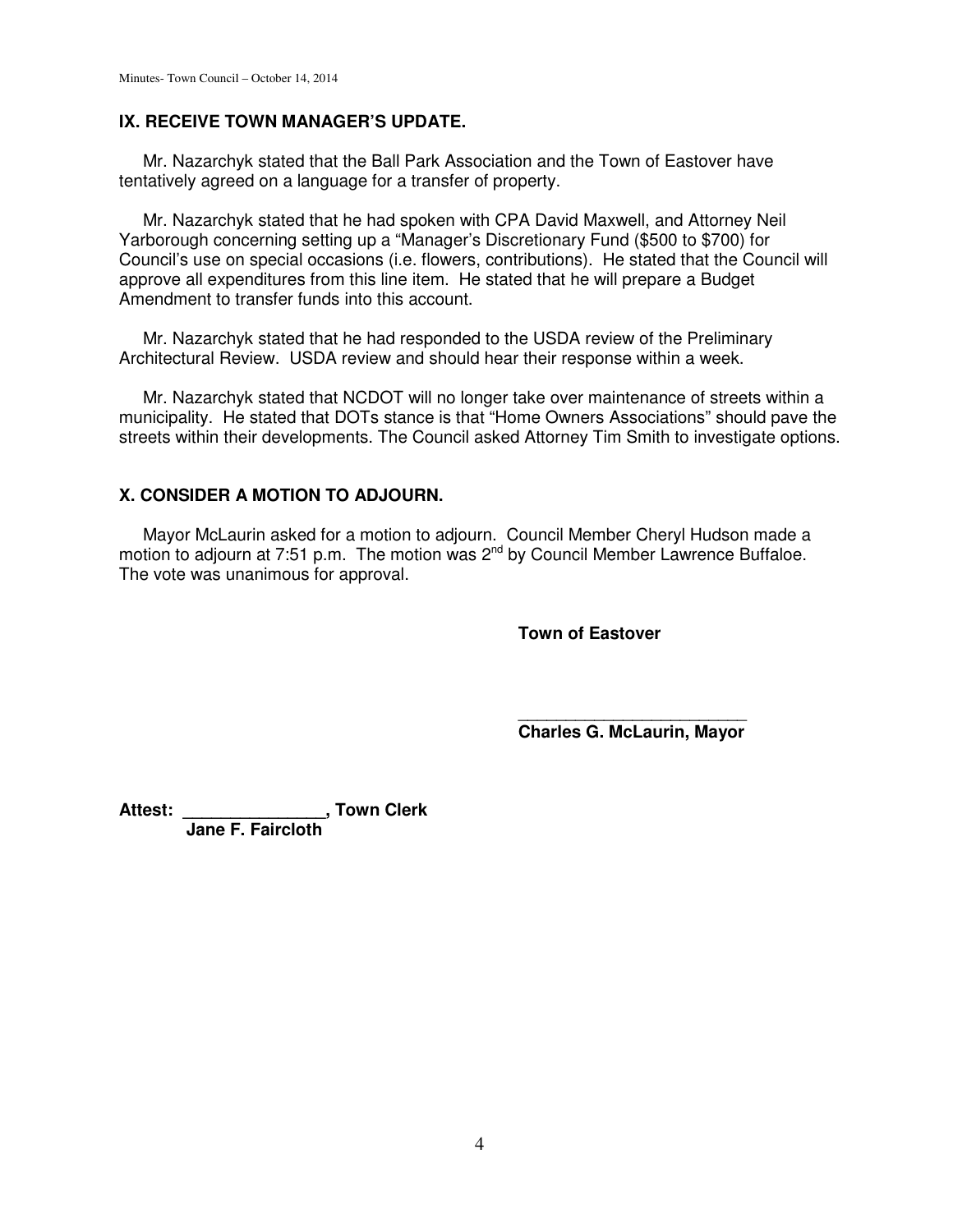## IX. RECEIVE TOWN MANAGER'S UPDATE.

Mr. Nazarchyk stated that the Ball Park Association and the Town of Eastover have tentatively agreed on a language for a transfer of property.

Mr. Nazarchyk stated that he had spoken with CPA David Maxwell, and Attorney Neil Yarborough concerning setting up a "Manager's Discretionary Fund ($500 to $700) for Council's use on special occasions (i.e. flowers, contributions). He stated that the Council will approve all expenditures from this line item. He stated that he will prepare a Budget Amendment to transfer funds into this account.

Mr. Nazarchyk stated that he had responded to the USDA review of the Preliminary Architectural Review. USDA review and should hear their response within a week.

Mr. Nazarchyk stated that NCDOT will no longer take over maintenance of streets within a municipality. He stated that DOTs stance is that "Home Owners Associations" should pave the streets within their developments. The Council asked Attorney Tim Smith to investigate options.

## X. CONSIDER A MOTION TO ADJOURN.

Mayor McLaurin asked for a motion to adjourn. Council Member Cheryl Hudson made a motion to adjourn at 7:51 p.m. The motion was 2nd by Council Member Lawrence Buffaloe. The vote was unanimous for approval.

**Town of Eastover**

_________________________
**Charles G. McLaurin, Mayor**

**Attest: _______________, Town Clerk**
**Jane F. Faircloth**